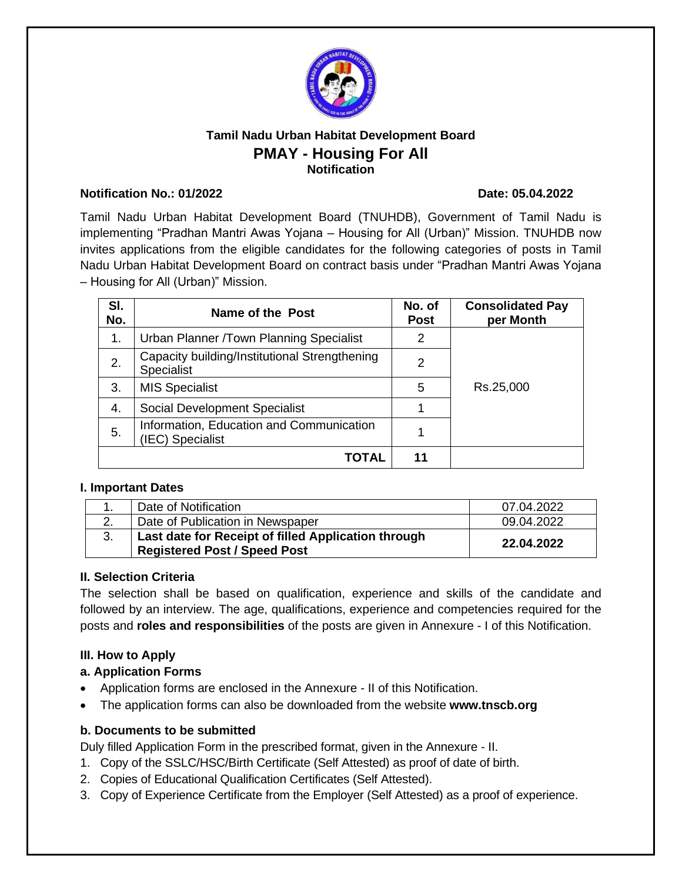# Tamil Nadu Urban Habitat Development Board

## PMAY - Housing For All

### Notification

**Notification No.: 01/2022** **Date: 05.04.2022**

Tamil Nadu Urban Habitat Development Board (TNUHDB), Government of Tamil Nadu is implementing "Pradhan Mantri Awas Yojana – Housing for All (Urban)" Mission. TNUHDB now invites applications from the eligible candidates for the following categories of posts in Tamil Nadu Urban Habitat Development Board on contract basis under "Pradhan Mantri Awas Yojana – Housing for All (Urban)" Mission.

| Sl. No. | Name of the Post | No. of Post | Consolidated Pay per Month |
|---|---|---|---|
| 1. | Urban Planner /Town Planning Specialist | 2 | Rs.25,000 |
| 2. | Capacity building/Institutional Strengthening Specialist | 2 | |
| 3. | MIS Specialist | 5 | |
| 4. | Social Development Specialist | 1 | |
| 5. | Information, Education and Communication (IEC) Specialist | 1 | |
| | **TOTAL** | **11** | |

**I. Important Dates**

| | | |
|---|---|---|
| 1. | Date of Notification | 07.04.2022 |
| 2. | Date of Publication in Newspaper | 09.04.2022 |
| 3. | **Last date for Receipt of filled Application through Registered Post / Speed Post** | **22.04.2022** |

**II. Selection Criteria**

The selection shall be based on qualification, experience and skills of the candidate and followed by an interview. The age, qualifications, experience and competencies required for the posts and **roles and responsibilities** of the posts are given in Annexure - I of this Notification.

**III. How to Apply**

**a. Application Forms**

- Application forms are enclosed in the Annexure - II of this Notification.
- The application forms can also be downloaded from the website **www.tnscb.org**

**b. Documents to be submitted**

Duly filled Application Form in the prescribed format, given in the Annexure - II.

1. Copy of the SSLC/HSC/Birth Certificate (Self Attested) as proof of date of birth.
2. Copies of Educational Qualification Certificates (Self Attested).
3. Copy of Experience Certificate from the Employer (Self Attested) as a proof of experience.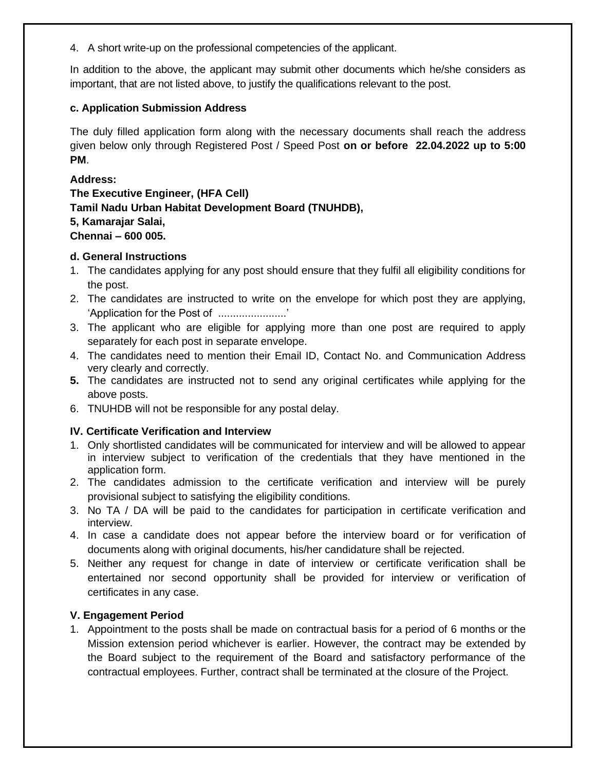4. A short write-up on the professional competencies of the applicant.

In addition to the above, the applicant may submit other documents which he/she considers as important, that are not listed above, to justify the qualifications relevant to the post.

#### c. Application Submission Address

The duly filled application form along with the necessary documents shall reach the address given below only through Registered Post / Speed Post **on or before 22.04.2022 up to 5:00 PM**.

**Address:**
**The Executive Engineer, (HFA Cell)**
**Tamil Nadu Urban Habitat Development Board (TNUHDB),**
**5, Kamarajar Salai,**
**Chennai – 600 005.**

#### d. General Instructions

1. The candidates applying for any post should ensure that they fulfil all eligibility conditions for the post.
2. The candidates are instructed to write on the envelope for which post they are applying, 'Application for the Post of ......................'
3. The applicant who are eligible for applying more than one post are required to apply separately for each post in separate envelope.
4. The candidates need to mention their Email ID, Contact No. and Communication Address very clearly and correctly.
5. The candidates are instructed not to send any original certificates while applying for the above posts.
6. TNUHDB will not be responsible for any postal delay.

### IV. Certificate Verification and Interview

1. Only shortlisted candidates will be communicated for interview and will be allowed to appear in interview subject to verification of the credentials that they have mentioned in the application form.
2. The candidates admission to the certificate verification and interview will be purely provisional subject to satisfying the eligibility conditions.
3. No TA / DA will be paid to the candidates for participation in certificate verification and interview.
4. In case a candidate does not appear before the interview board or for verification of documents along with original documents, his/her candidature shall be rejected.
5. Neither any request for change in date of interview or certificate verification shall be entertained nor second opportunity shall be provided for interview or verification of certificates in any case.

### V. Engagement Period

1. Appointment to the posts shall be made on contractual basis for a period of 6 months or the Mission extension period whichever is earlier. However, the contract may be extended by the Board subject to the requirement of the Board and satisfactory performance of the contractual employees. Further, contract shall be terminated at the closure of the Project.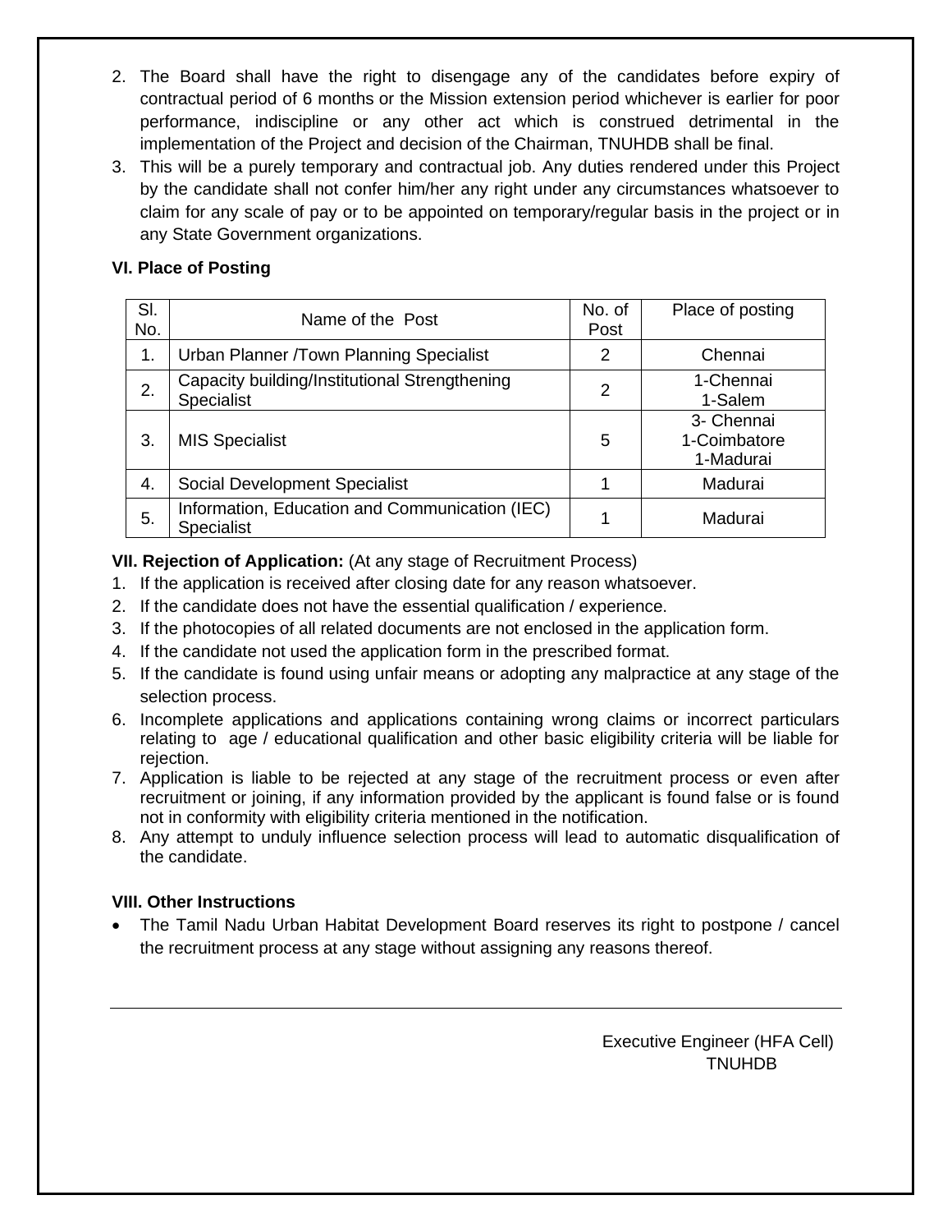2. The Board shall have the right to disengage any of the candidates before expiry of contractual period of 6 months or the Mission extension period whichever is earlier for poor performance, indiscipline or any other act which is construed detrimental in the implementation of the Project and decision of the Chairman, TNUHDB shall be final.
3. This will be a purely temporary and contractual job. Any duties rendered under this Project by the candidate shall not confer him/her any right under any circumstances whatsoever to claim for any scale of pay or to be appointed on temporary/regular basis in the project or in any State Government organizations.

**VI. Place of Posting**

| Sl. No. | Name of the Post | No. of Post | Place of posting |
|---|---|---|---|
| 1. | Urban Planner /Town Planning Specialist | 2 | Chennai |
| 2. | Capacity building/Institutional Strengthening Specialist | 2 | 1-Chennai<br>1-Salem |
| 3. | MIS Specialist | 5 | 3- Chennai<br>1-Coimbatore<br>1-Madurai |
| 4. | Social Development Specialist | 1 | Madurai |
| 5. | Information, Education and Communication (IEC) Specialist | 1 | Madurai |

**VII. Rejection of Application:** (At any stage of Recruitment Process)

1. If the application is received after closing date for any reason whatsoever.
2. If the candidate does not have the essential qualification / experience.
3. If the photocopies of all related documents are not enclosed in the application form.
4. If the candidate not used the application form in the prescribed format.
5. If the candidate is found using unfair means or adopting any malpractice at any stage of the selection process.
6. Incomplete applications and applications containing wrong claims or incorrect particulars relating to age / educational qualification and other basic eligibility criteria will be liable for rejection.
7. Application is liable to be rejected at any stage of the recruitment process or even after recruitment or joining, if any information provided by the applicant is found false or is found not in conformity with eligibility criteria mentioned in the notification.
8. Any attempt to unduly influence selection process will lead to automatic disqualification of the candidate.

**VIII. Other Instructions**

- The Tamil Nadu Urban Habitat Development Board reserves its right to postpone / cancel the recruitment process at any stage without assigning any reasons thereof.

---

Executive Engineer (HFA Cell)
TNUHDB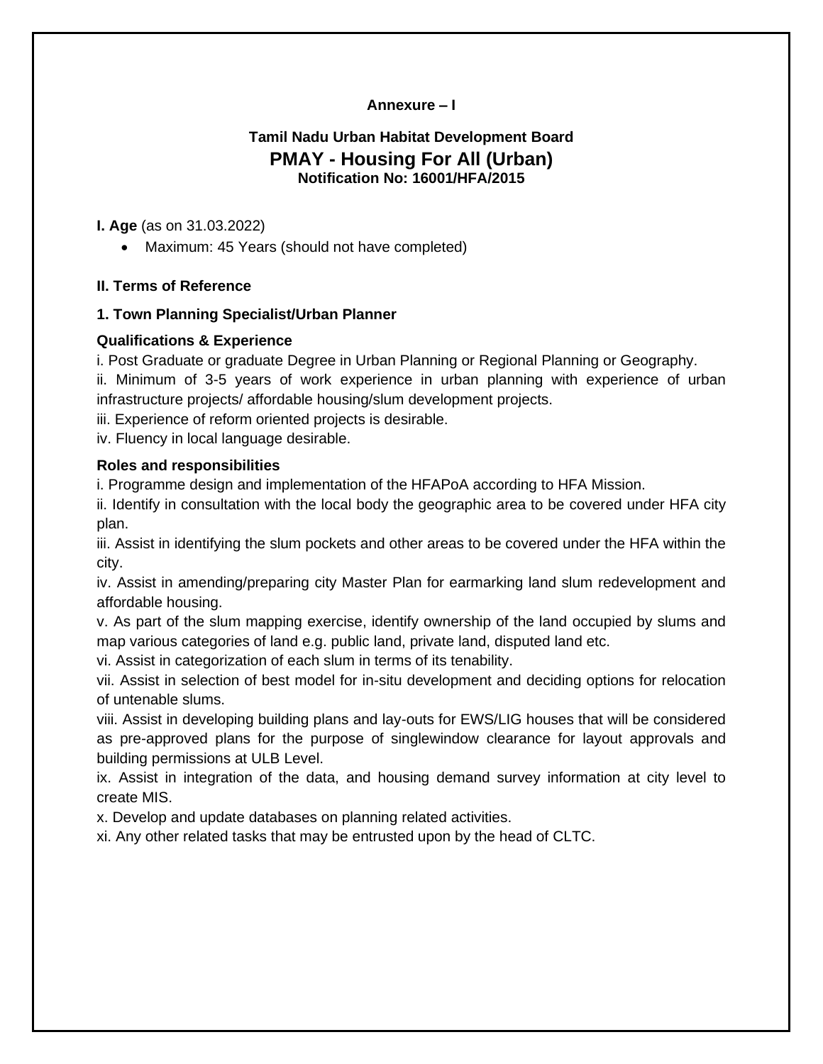**Annexure – I**

**Tamil Nadu Urban Habitat Development Board**

# PMAY - Housing For All (Urban)

**Notification No: 16001/HFA/2015**

**I. Age** (as on 31.03.2022)

- Maximum: 45 Years (should not have completed)

**II. Terms of Reference**

**1. Town Planning Specialist/Urban Planner**

**Qualifications & Experience**

i. Post Graduate or graduate Degree in Urban Planning or Regional Planning or Geography.

ii. Minimum of 3-5 years of work experience in urban planning with experience of urban infrastructure projects/ affordable housing/slum development projects.

iii. Experience of reform oriented projects is desirable.

iv. Fluency in local language desirable.

**Roles and responsibilities**

i. Programme design and implementation of the HFAPoA according to HFA Mission.

ii. Identify in consultation with the local body the geographic area to be covered under HFA city plan.

iii. Assist in identifying the slum pockets and other areas to be covered under the HFA within the city.

iv. Assist in amending/preparing city Master Plan for earmarking land slum redevelopment and affordable housing.

v. As part of the slum mapping exercise, identify ownership of the land occupied by slums and map various categories of land e.g. public land, private land, disputed land etc.

vi. Assist in categorization of each slum in terms of its tenability.

vii. Assist in selection of best model for in-situ development and deciding options for relocation of untenable slums.

viii. Assist in developing building plans and lay-outs for EWS/LIG houses that will be considered as pre-approved plans for the purpose of singlewindow clearance for layout approvals and building permissions at ULB Level.

ix. Assist in integration of the data, and housing demand survey information at city level to create MIS.

x. Develop and update databases on planning related activities.

xi. Any other related tasks that may be entrusted upon by the head of CLTC.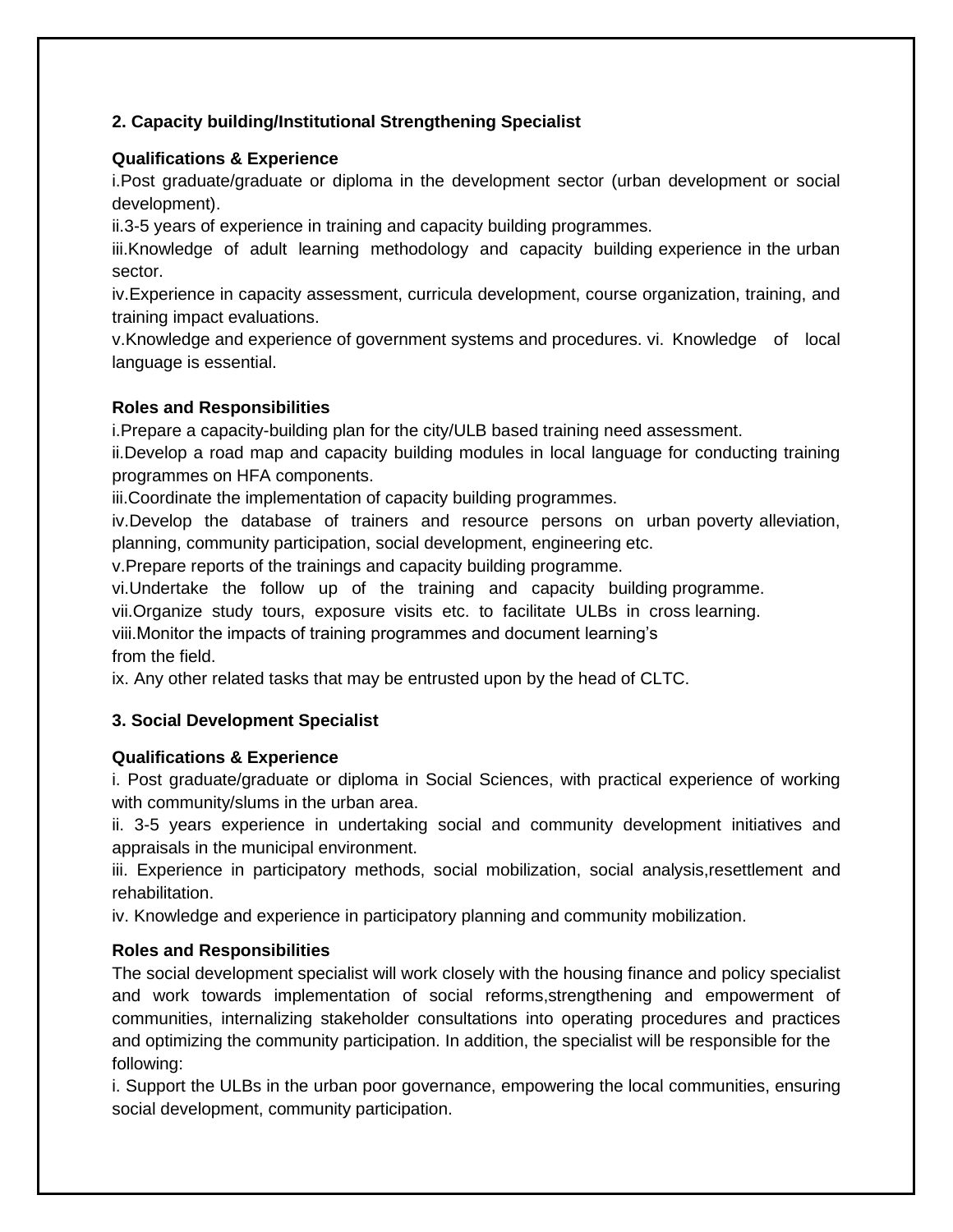**2. Capacity building/Institutional Strengthening Specialist**

**Qualifications & Experience**

i.Post graduate/graduate or diploma in the development sector (urban development or social development).

ii.3-5 years of experience in training and capacity building programmes.

iii.Knowledge of adult learning methodology and capacity building experience in the urban sector.

iv.Experience in capacity assessment, curricula development, course organization, training, and training impact evaluations.

v.Knowledge and experience of government systems and procedures. vi. Knowledge of local language is essential.

**Roles and Responsibilities**

i.Prepare a capacity-building plan for the city/ULB based training need assessment.

ii.Develop a road map and capacity building modules in local language for conducting training programmes on HFA components.

iii.Coordinate the implementation of capacity building programmes.

iv.Develop the database of trainers and resource persons on urban poverty alleviation, planning, community participation, social development, engineering etc.

v.Prepare reports of the trainings and capacity building programme.

vi.Undertake the follow up of the training and capacity building programme.

vii.Organize study tours, exposure visits etc. to facilitate ULBs in cross learning.

viii.Monitor the impacts of training programmes and document learning's from the field.

ix. Any other related tasks that may be entrusted upon by the head of CLTC.

**3. Social Development Specialist**

**Qualifications & Experience**

i. Post graduate/graduate or diploma in Social Sciences, with practical experience of working with community/slums in the urban area.

ii. 3-5 years experience in undertaking social and community development initiatives and appraisals in the municipal environment.

iii. Experience in participatory methods, social mobilization, social analysis,resettlement and rehabilitation.

iv. Knowledge and experience in participatory planning and community mobilization.

**Roles and Responsibilities**

The social development specialist will work closely with the housing finance and policy specialist and work towards implementation of social reforms,strengthening and empowerment of communities, internalizing stakeholder consultations into operating procedures and practices and optimizing the community participation. In addition, the specialist will be responsible for the following:

i. Support the ULBs in the urban poor governance, empowering the local communities, ensuring social development, community participation.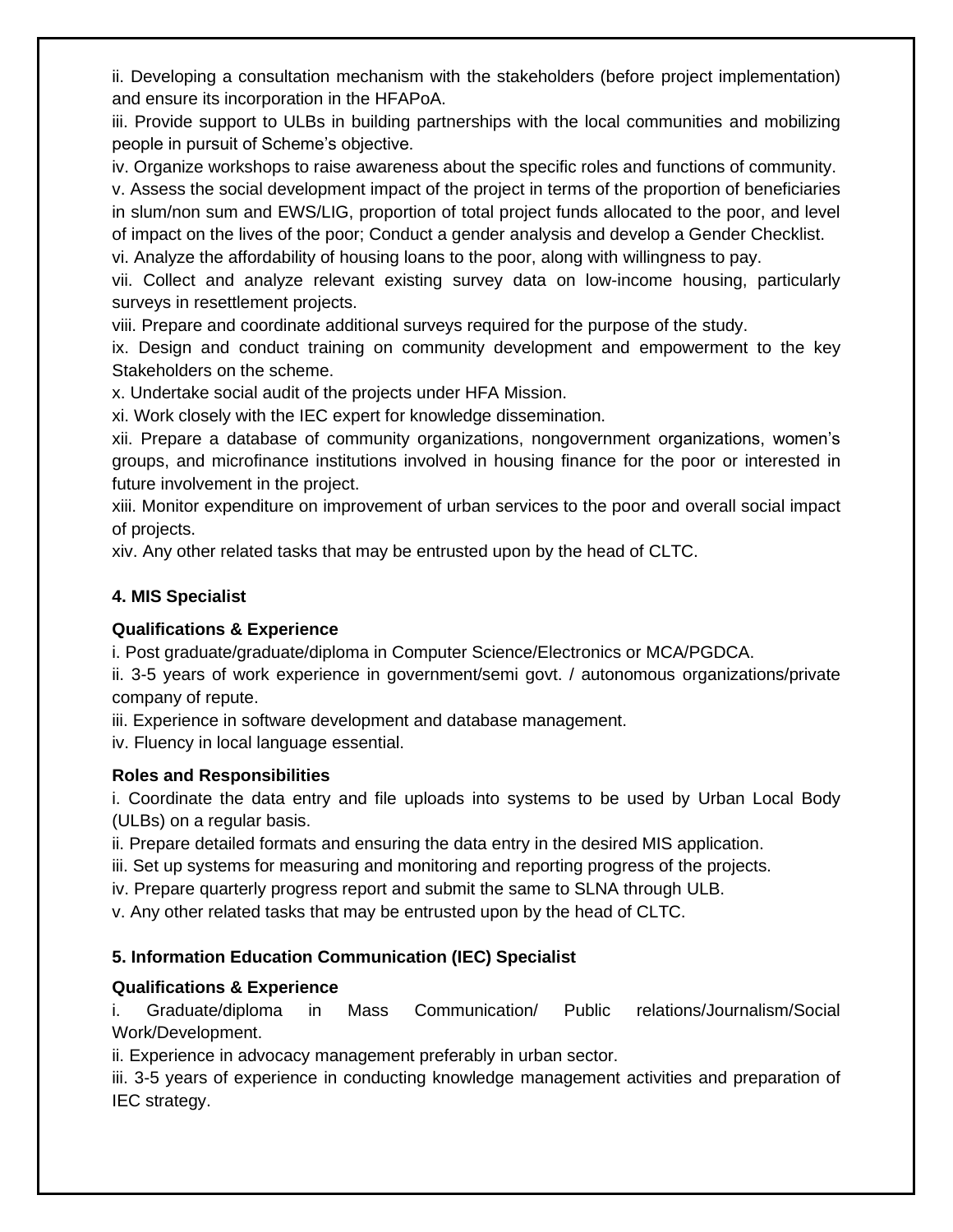ii. Developing a consultation mechanism with the stakeholders (before project implementation) and ensure its incorporation in the HFAPoA.

iii. Provide support to ULBs in building partnerships with the local communities and mobilizing people in pursuit of Scheme's objective.

iv. Organize workshops to raise awareness about the specific roles and functions of community.

v. Assess the social development impact of the project in terms of the proportion of beneficiaries in slum/non sum and EWS/LIG, proportion of total project funds allocated to the poor, and level of impact on the lives of the poor; Conduct a gender analysis and develop a Gender Checklist.

vi. Analyze the affordability of housing loans to the poor, along with willingness to pay.

vii. Collect and analyze relevant existing survey data on low-income housing, particularly surveys in resettlement projects.

viii. Prepare and coordinate additional surveys required for the purpose of the study.

ix. Design and conduct training on community development and empowerment to the key Stakeholders on the scheme.

x. Undertake social audit of the projects under HFA Mission.

xi. Work closely with the IEC expert for knowledge dissemination.

xii. Prepare a database of community organizations, nongovernment organizations, women's groups, and microfinance institutions involved in housing finance for the poor or interested in future involvement in the project.

xiii. Monitor expenditure on improvement of urban services to the poor and overall social impact of projects.

xiv. Any other related tasks that may be entrusted upon by the head of CLTC.

### 4. MIS Specialist

**Qualifications & Experience**

i. Post graduate/graduate/diploma in Computer Science/Electronics or MCA/PGDCA.

ii. 3-5 years of work experience in government/semi govt. / autonomous organizations/private company of repute.

iii. Experience in software development and database management.

iv. Fluency in local language essential.

**Roles and Responsibilities**

i. Coordinate the data entry and file uploads into systems to be used by Urban Local Body (ULBs) on a regular basis.

ii. Prepare detailed formats and ensuring the data entry in the desired MIS application.

iii. Set up systems for measuring and monitoring and reporting progress of the projects.

iv. Prepare quarterly progress report and submit the same to SLNA through ULB.

v. Any other related tasks that may be entrusted upon by the head of CLTC.

### 5. Information Education Communication (IEC) Specialist

**Qualifications & Experience**

i. Graduate/diploma in Mass Communication/ Public relations/Journalism/Social Work/Development.

ii. Experience in advocacy management preferably in urban sector.

iii. 3-5 years of experience in conducting knowledge management activities and preparation of IEC strategy.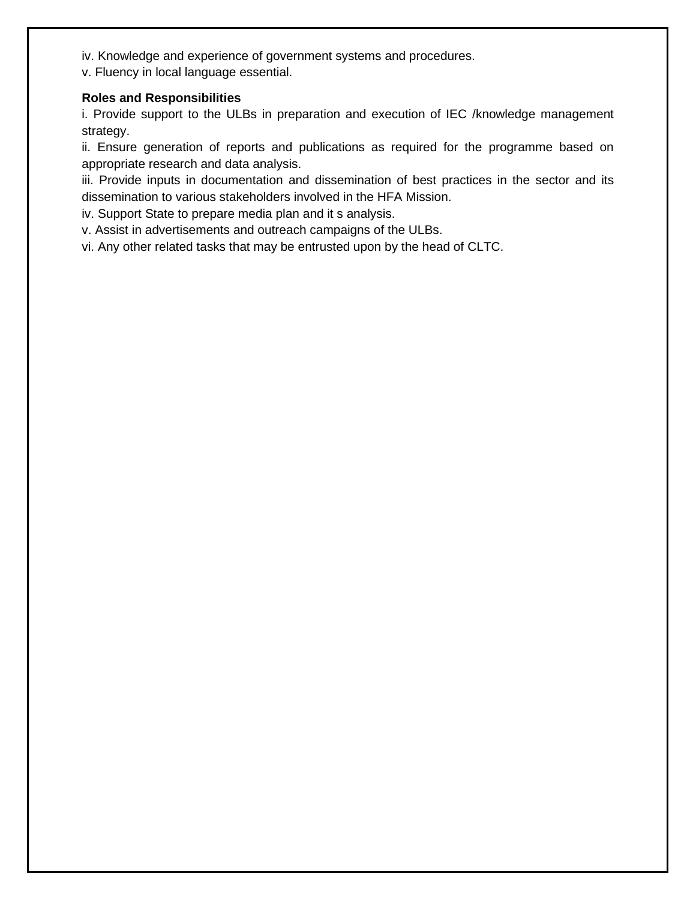iv. Knowledge and experience of government systems and procedures.
v. Fluency in local language essential.

**Roles and Responsibilities**

i. Provide support to the ULBs in preparation and execution of IEC /knowledge management strategy.
ii. Ensure generation of reports and publications as required for the programme based on appropriate research and data analysis.
iii. Provide inputs in documentation and dissemination of best practices in the sector and its dissemination to various stakeholders involved in the HFA Mission.
iv. Support State to prepare media plan and it s analysis.
v. Assist in advertisements and outreach campaigns of the ULBs.
vi. Any other related tasks that may be entrusted upon by the head of CLTC.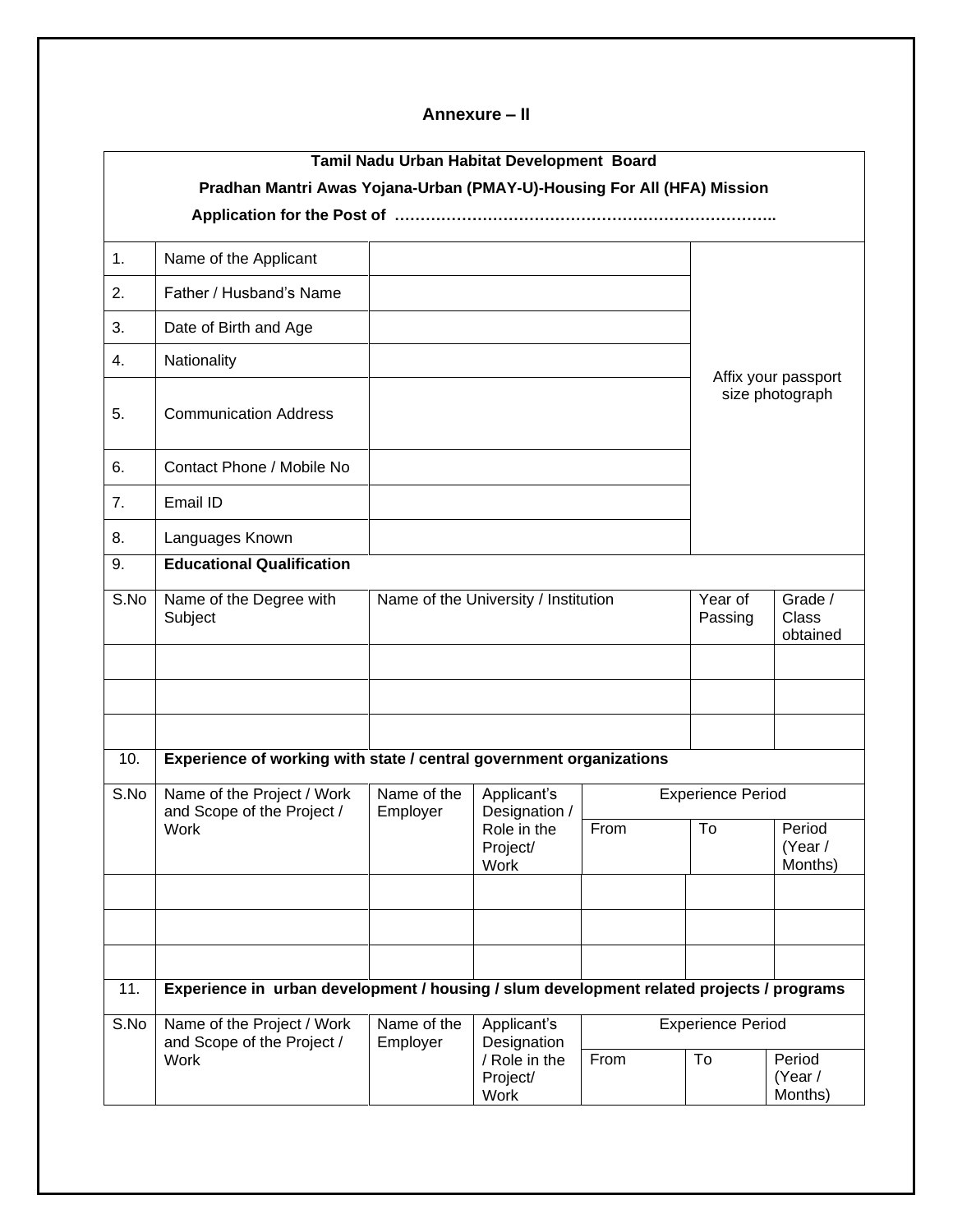## Annexure – II

**Tamil Nadu Urban Habitat Development Board**

**Pradhan Mantri Awas Yojana-Urban (PMAY-U)-Housing For All (HFA) Mission**

**Application for the Post of ……………………………………………………………….**

| | | | |
|---|---|---|---|
| 1. | Name of the Applicant | | Affix your passport size photograph |
| 2. | Father / Husband's Name | | |
| 3. | Date of Birth and Age | | |
| 4. | Nationality | | |
| 5. | Communication Address | | |
| 6. | Contact Phone / Mobile No | | |
| 7. | Email ID | | |
| 8. | Languages Known | | |

**9. Educational Qualification**

| S.No | Name of the Degree with Subject | Name of the University / Institution | Year of Passing | Grade / Class obtained |
|---|---|---|---|---|
| | | | | |
| | | | | |
| | | | | |

**10. Experience of working with state / central government organizations**

| S.No | Name of the Project / Work and Scope of the Project / Work | Name of the Employer | Applicant's Designation / Role in the Project/ Work | Experience Period | | |
|---|---|---|---|---|---|---|
| | | | | From | To | Period (Year / Months) |
| | | | | | | |
| | | | | | | |
| | | | | | | |

**11. Experience in urban development / housing / slum development related projects / programs**

| S.No | Name of the Project / Work and Scope of the Project / Work | Name of the Employer | Applicant's Designation / Role in the Project/ Work | Experience Period | | |
|---|---|---|---|---|---|---|
| | | | | From | To | Period (Year / Months) |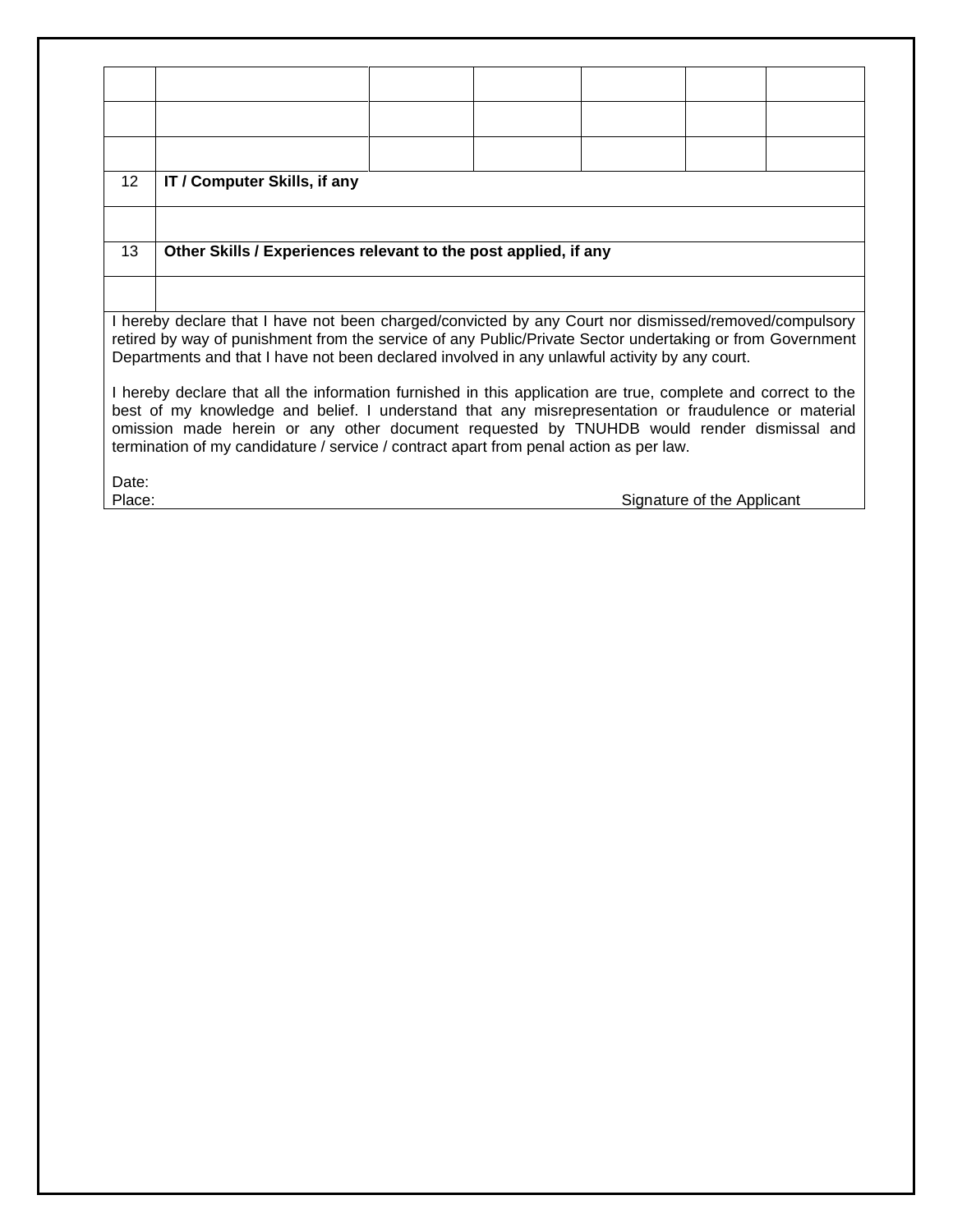| | | | | | | |
|---|---|---|---|---|---|---|
| | | | | | | |
| | | | | | | |
| | | | | | | |
| 12 | **IT / Computer Skills, if any** | | | | | |
| | | | | | | |
| 13 | **Other Skills / Experiences relevant to the post applied, if any** | | | | | |
| | | | | | | |

I hereby declare that I have not been charged/convicted by any Court nor dismissed/removed/compulsory retired by way of punishment from the service of any Public/Private Sector undertaking or from Government Departments and that I have not been declared involved in any unlawful activity by any court.

I hereby declare that all the information furnished in this application are true, complete and correct to the best of my knowledge and belief. I understand that any misrepresentation or fraudulence or material omission made herein or any other document requested by TNUHDB would render dismissal and termination of my candidature / service / contract apart from penal action as per law.

Date:

Place: Signature of the Applicant